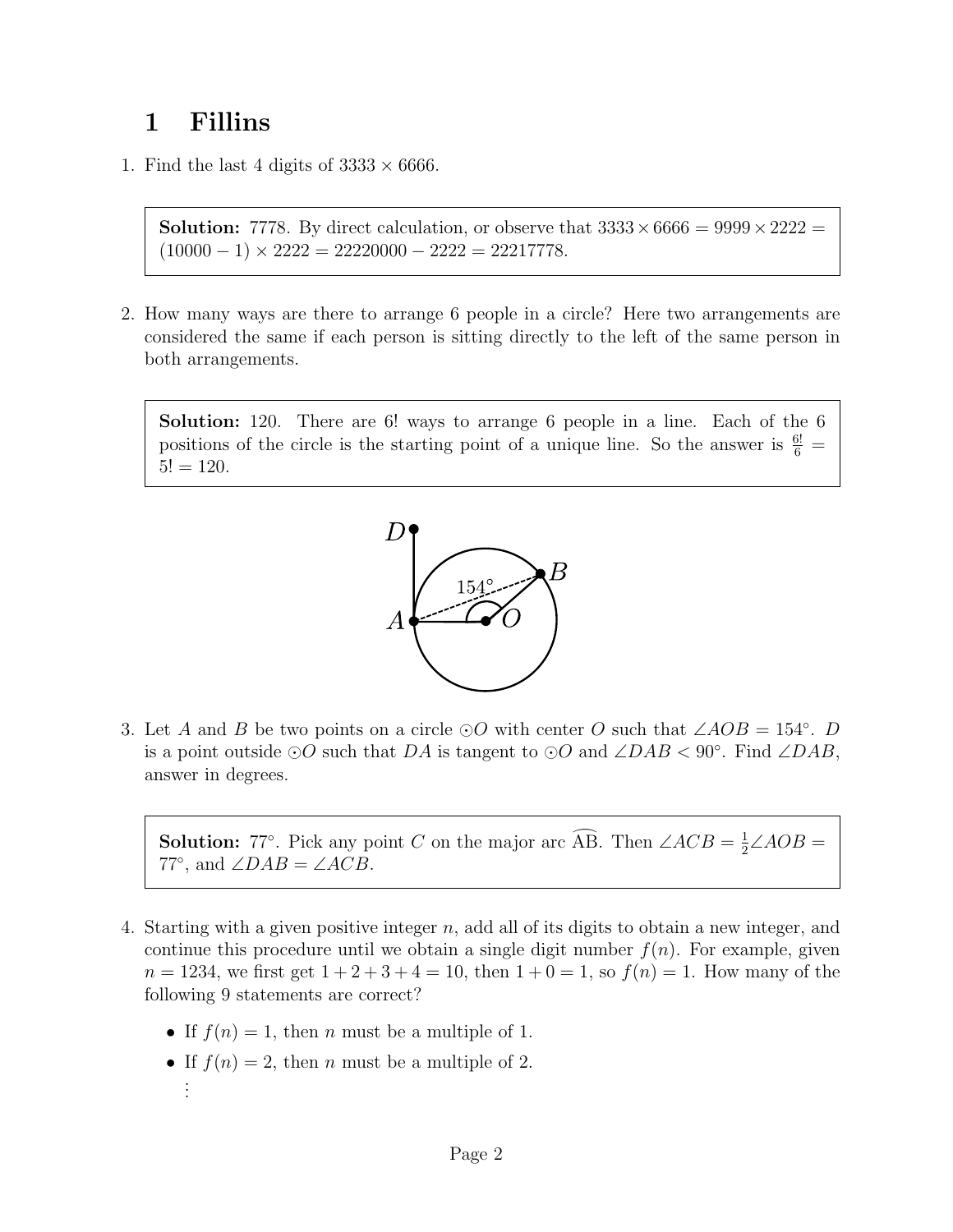# 1 Fillins

1. Find the last 4 digits of $3333 \times 6666$.

> **Solution:** 7778. By direct calculation, or observe that $3333 \times 6666 = 9999 \times 2222 = (10000 - 1) \times 2222 = 22220000 - 2222 = 22217778$.

2. How many ways are there to arrange 6 people in a circle? Here two arrangements are considered the same if each person is sitting directly to the left of the same person in both arrangements.

> **Solution:** 120. There are 6! ways to arrange 6 people in a line. Each of the 6 positions of the circle is the starting point of a unique line. So the answer is $\frac{6!}{6} = 5! = 120$.

3. Let $A$ and $B$ be two points on a circle $\odot O$ with center $O$ such that $\angle AOB = 154°$. $D$ is a point outside $\odot O$ such that $DA$ is tangent to $\odot O$ and $\angle DAB < 90°$. Find $\angle DAB$, answer in degrees.

> **Solution:** 77°. Pick any point $C$ on the major arc $\widehat{AB}$. Then $\angle ACB = \frac{1}{2}\angle AOB = 77°$, and $\angle DAB = \angle ACB$.

4. Starting with a given positive integer $n$, add all of its digits to obtain a new integer, and continue this procedure until we obtain a single digit number $f(n)$. For example, given $n = 1234$, we first get $1 + 2 + 3 + 4 = 10$, then $1 + 0 = 1$, so $f(n) = 1$. How many of the following 9 statements are correct?

   - If $f(n) = 1$, then $n$ must be a multiple of 1.
   - If $f(n) = 2$, then $n$ must be a multiple of 2.

   $\vdots$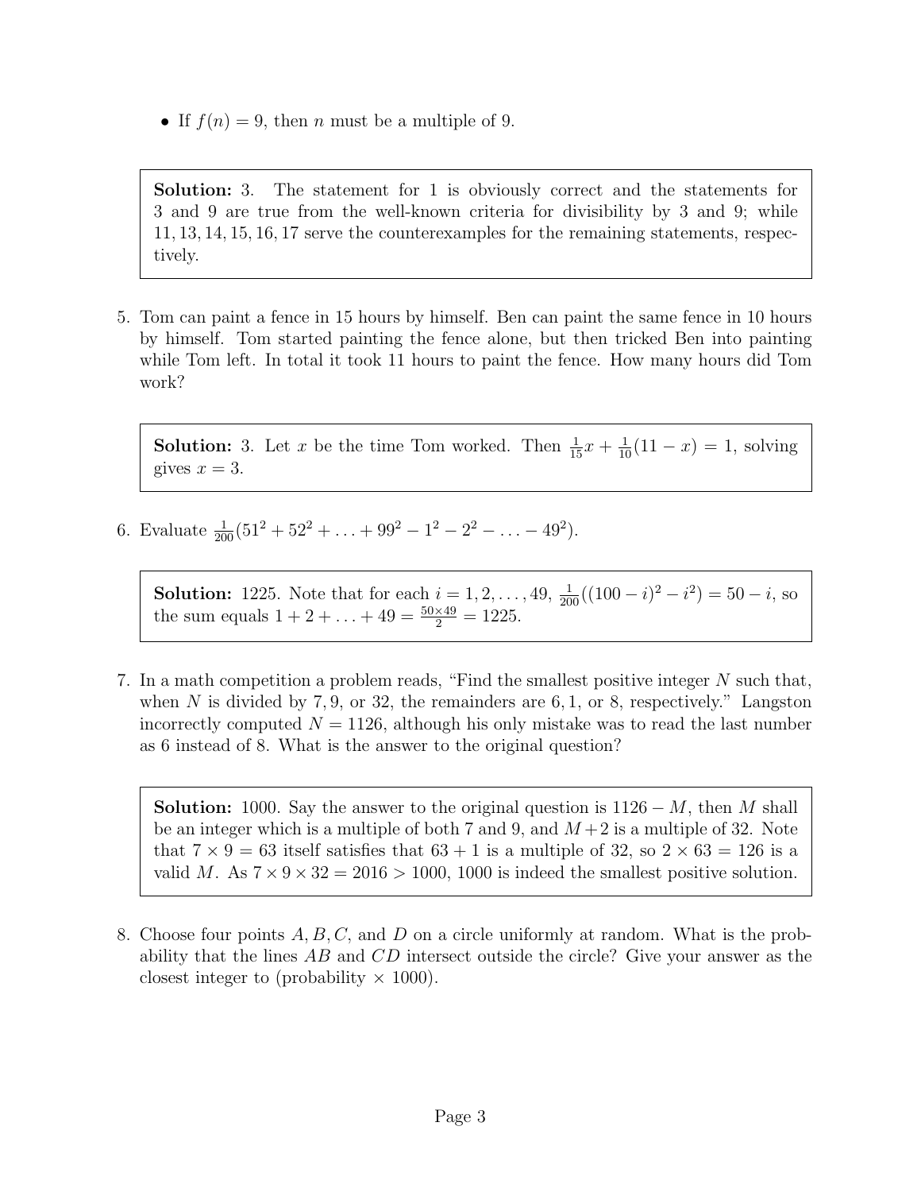- If $f(n) = 9$, then $n$ must be a multiple of 9.

> **Solution:** 3. The statement for 1 is obviously correct and the statements for 3 and 9 are true from the well-known criteria for divisibility by 3 and 9; while $11, 13, 14, 15, 16, 17$ serve the counterexamples for the remaining statements, respectively.

5. Tom can paint a fence in 15 hours by himself. Ben can paint the same fence in 10 hours by himself. Tom started painting the fence alone, but then tricked Ben into painting while Tom left. In total it took 11 hours to paint the fence. How many hours did Tom work?

> **Solution:** 3. Let $x$ be the time Tom worked. Then $\frac{1}{15}x + \frac{1}{10}(11 - x) = 1$, solving gives $x = 3$.

6. Evaluate $\frac{1}{200}(51^2 + 52^2 + \ldots + 99^2 - 1^2 - 2^2 - \ldots - 49^2)$.

> **Solution:** 1225. Note that for each $i = 1, 2, \ldots, 49$, $\frac{1}{200}((100 - i)^2 - i^2) = 50 - i$, so the sum equals $1 + 2 + \ldots + 49 = \frac{50 \times 49}{2} = 1225$.

7. In a math competition a problem reads, "Find the smallest positive integer $N$ such that, when $N$ is divided by $7, 9$, or $32$, the remainders are $6, 1$, or $8$, respectively." Langston incorrectly computed $N = 1126$, although his only mistake was to read the last number as 6 instead of 8. What is the answer to the original question?

> **Solution:** 1000. Say the answer to the original question is $1126 - M$, then $M$ shall be an integer which is a multiple of both 7 and 9, and $M + 2$ is a multiple of 32. Note that $7 \times 9 = 63$ itself satisfies that $63 + 1$ is a multiple of 32, so $2 \times 63 = 126$ is a valid $M$. As $7 \times 9 \times 32 = 2016 > 1000$, 1000 is indeed the smallest positive solution.

8. Choose four points $A, B, C$, and $D$ on a circle uniformly at random. What is the probability that the lines $AB$ and $CD$ intersect outside the circle? Give your answer as the closest integer to (probability $\times$ 1000).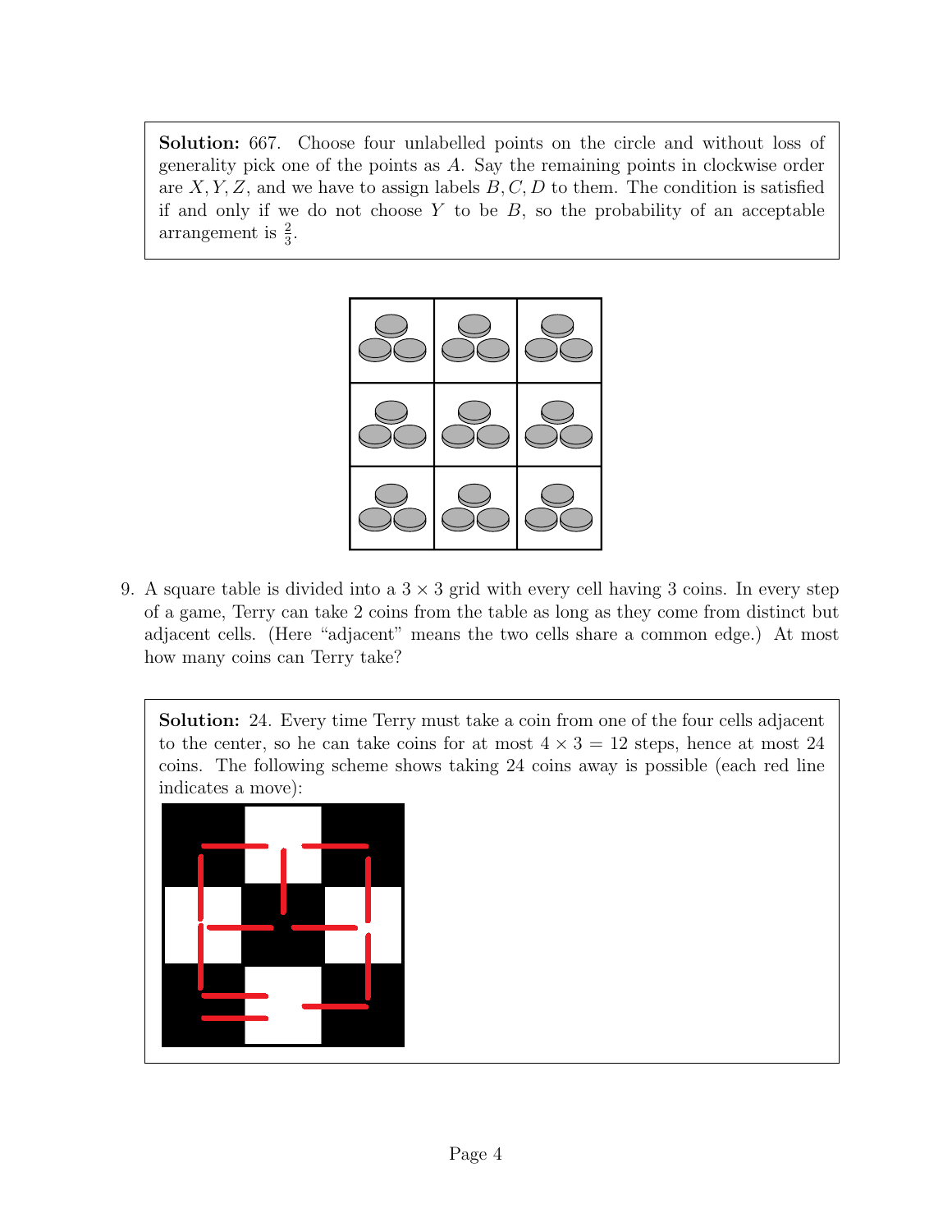**Solution:** 667. Choose four unlabelled points on the circle and without loss of generality pick one of the points as $A$. Say the remaining points in clockwise order are $X, Y, Z$, and we have to assign labels $B, C, D$ to them. The condition is satisfied if and only if we do not choose $Y$ to be $B$, so the probability of an acceptable arrangement is $\frac{2}{3}$.

9. A square table is divided into a $3 \times 3$ grid with every cell having 3 coins. In every step of a game, Terry can take 2 coins from the table as long as they come from distinct but adjacent cells. (Here "adjacent" means the two cells share a common edge.) At most how many coins can Terry take?

**Solution:** 24. Every time Terry must take a coin from one of the four cells adjacent to the center, so he can take coins for at most $4 \times 3 = 12$ steps, hence at most 24 coins. The following scheme shows taking 24 coins away is possible (each red line indicates a move):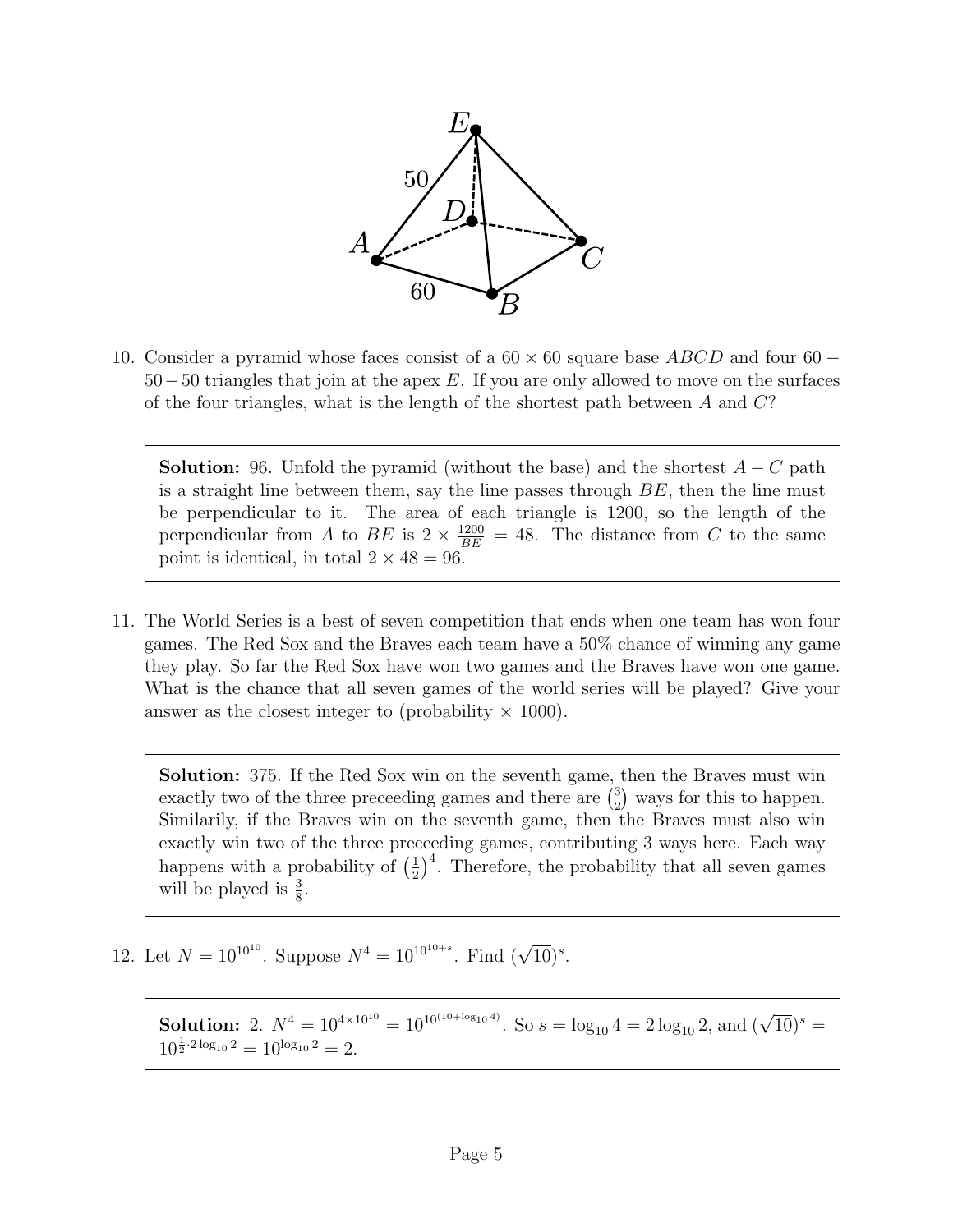10. Consider a pyramid whose faces consist of a $60 \times 60$ square base $ABCD$ and four $60-50-50$ triangles that join at the apex $E$. If you are only allowed to move on the surfaces of the four triangles, what is the length of the shortest path between $A$ and $C$?

> **Solution:** 96. Unfold the pyramid (without the base) and the shortest $A-C$ path is a straight line between them, say the line passes through $BE$, then the line must be perpendicular to it. The area of each triangle is 1200, so the length of the perpendicular from $A$ to $BE$ is $2 \times \frac{1200}{BE} = 48$. The distance from $C$ to the same point is identical, in total $2 \times 48 = 96$.

11. The World Series is a best of seven competition that ends when one team has won four games. The Red Sox and the Braves each team have a 50% chance of winning any game they play. So far the Red Sox have won two games and the Braves have won one game. What is the chance that all seven games of the world series will be played? Give your answer as the closest integer to (probability $\times$ 1000).

> **Solution:** 375. If the Red Sox win on the seventh game, then the Braves must win exactly two of the three preceeding games and there are $\binom{3}{2}$ ways for this to happen. Similarily, if the Braves win on the seventh game, then the Braves must also win exactly win two of the three preceeding games, contributing 3 ways here. Each way happens with a probability of $\left(\frac{1}{2}\right)^4$. Therefore, the probability that all seven games will be played is $\frac{3}{8}$.

12. Let $N = 10^{10^{10}}$. Suppose $N^4 = 10^{10^{10+s}}$. Find $(\sqrt{10})^s$.

> **Solution:** 2. $N^4 = 10^{4 \times 10^{10}} = 10^{10^{(10+\log_{10} 4)}}$. So $s = \log_{10} 4 = 2\log_{10} 2$, and $(\sqrt{10})^s = 10^{\frac{1}{2} \cdot 2\log_{10} 2} = 10^{\log_{10} 2} = 2$.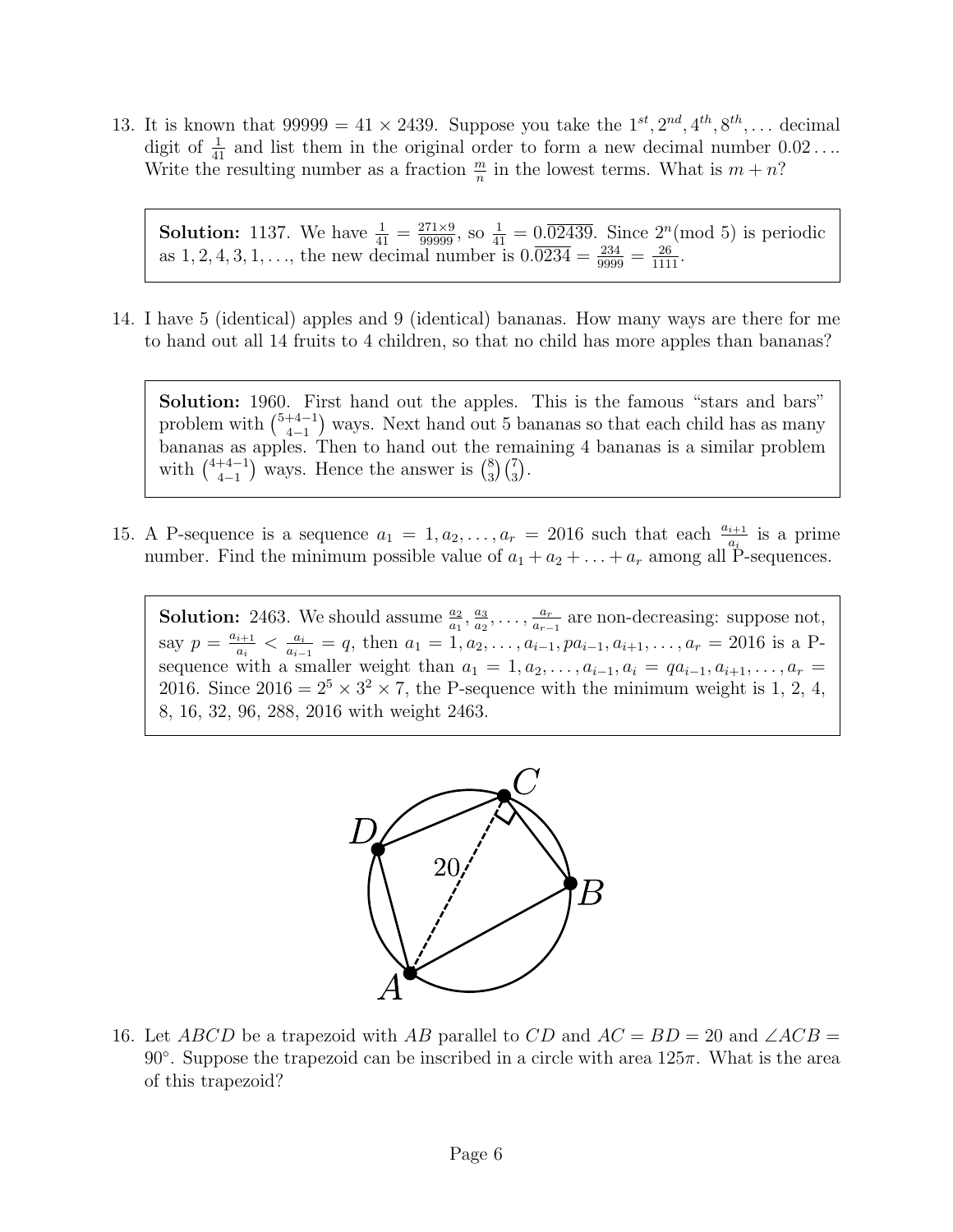13. It is known that $99999 = 41 \times 2439$. Suppose you take the $1^{st}, 2^{nd}, 4^{th}, 8^{th}, \ldots$ decimal digit of $\frac{1}{41}$ and list them in the original order to form a new decimal number $0.02\ldots$. Write the resulting number as a fraction $\frac{m}{n}$ in the lowest terms. What is $m+n$?

> **Solution:** 1137. We have $\frac{1}{41} = \frac{271 \times 9}{99999}$, so $\frac{1}{41} = 0.\overline{02439}$. Since $2^n \pmod 5$ is periodic as $1, 2, 4, 3, 1, \ldots$, the new decimal number is $0.\overline{0234} = \frac{234}{9999} = \frac{26}{1111}$.

14. I have 5 (identical) apples and 9 (identical) bananas. How many ways are there for me to hand out all 14 fruits to 4 children, so that no child has more apples than bananas?

> **Solution:** 1960. First hand out the apples. This is the famous "stars and bars" problem with $\binom{5+4-1}{4-1}$ ways. Next hand out 5 bananas so that each child has as many bananas as apples. Then to hand out the remaining 4 bananas is a similar problem with $\binom{4+4-1}{4-1}$ ways. Hence the answer is $\binom{8}{3}\binom{7}{3}$.

15. A P-sequence is a sequence $a_1 = 1, a_2, \ldots, a_r = 2016$ such that each $\frac{a_{i+1}}{a_i}$ is a prime number. Find the minimum possible value of $a_1 + a_2 + \ldots + a_r$ among all P-sequences.

> **Solution:** 2463. We should assume $\frac{a_2}{a_1}, \frac{a_3}{a_2}, \ldots, \frac{a_r}{a_{r-1}}$ are non-decreasing: suppose not, say $p = \frac{a_{i+1}}{a_i} < \frac{a_i}{a_{i-1}} = q$, then $a_1 = 1, a_2, \ldots, a_{i-1}, pa_{i-1}, a_{i+1}, \ldots, a_r = 2016$ is a P-sequence with a smaller weight than $a_1 = 1, a_2, \ldots, a_{i-1}, a_i = qa_{i-1}, a_{i+1}, \ldots, a_r = 2016$. Since $2016 = 2^5 \times 3^2 \times 7$, the P-sequence with the minimum weight is 1, 2, 4, 8, 16, 32, 96, 288, 2016 with weight 2463.

16. Let $ABCD$ be a trapezoid with $AB$ parallel to $CD$ and $AC = BD = 20$ and $\angle ACB = 90°$. Suppose the trapezoid can be inscribed in a circle with area $125\pi$. What is the area of this trapezoid?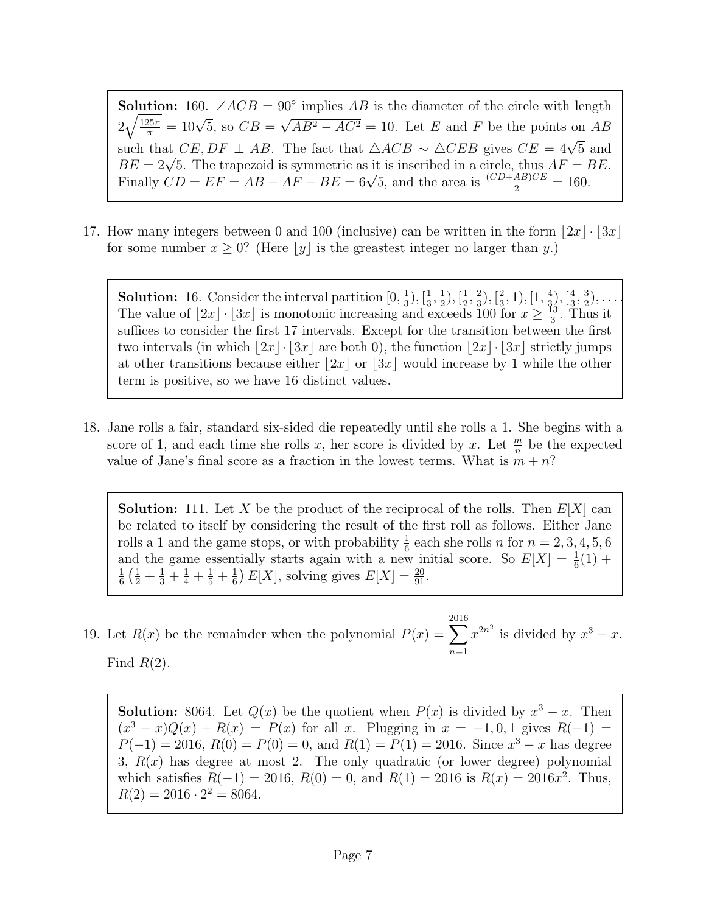**Solution:** 160. $\angle ACB = 90^\circ$ implies $AB$ is the diameter of the circle with length $2\sqrt{\frac{125\pi}{\pi}} = 10\sqrt{5}$, so $CB = \sqrt{AB^2 - AC^2} = 10$. Let $E$ and $F$ be the points on $AB$ such that $CE, DF \perp AB$. The fact that $\triangle ACB \sim \triangle CEB$ gives $CE = 4\sqrt{5}$ and $BE = 2\sqrt{5}$. The trapezoid is symmetric as it is inscribed in a circle, thus $AF = BE$. Finally $CD = EF = AB - AF - BE = 6\sqrt{5}$, and the area is $\frac{(CD+AB)CE}{2} = 160$.

17. How many integers between 0 and 100 (inclusive) can be written in the form $\lfloor 2x \rfloor \cdot \lfloor 3x \rfloor$ for some number $x \geq 0$? (Here $\lfloor y \rfloor$ is the greastest integer no larger than $y$.)

**Solution:** 16. Consider the interval partition $[0, \frac{1}{3}), [\frac{1}{3}, \frac{1}{2}), [\frac{1}{2}, \frac{2}{3}), [\frac{2}{3}, 1), [1, \frac{4}{3}), [\frac{4}{3}, \frac{3}{2}), \ldots$. The value of $\lfloor 2x \rfloor \cdot \lfloor 3x \rfloor$ is monotonic increasing and exceeds 100 for $x \geq \frac{13}{3}$. Thus it suffices to consider the first 17 intervals. Except for the transition between the first two intervals (in which $\lfloor 2x \rfloor \cdot \lfloor 3x \rfloor$ are both 0), the function $\lfloor 2x \rfloor \cdot \lfloor 3x \rfloor$ strictly jumps at other transitions because either $\lfloor 2x \rfloor$ or $\lfloor 3x \rfloor$ would increase by 1 while the other term is positive, so we have 16 distinct values.

18. Jane rolls a fair, standard six-sided die repeatedly until she rolls a 1. She begins with a score of 1, and each time she rolls $x$, her score is divided by $x$. Let $\frac{m}{n}$ be the expected value of Jane's final score as a fraction in the lowest terms. What is $m + n$?

**Solution:** 111. Let $X$ be the product of the reciprocal of the rolls. Then $E[X]$ can be related to itself by considering the result of the first roll as follows. Either Jane rolls a 1 and the game stops, or with probability $\frac{1}{6}$ each she rolls $n$ for $n = 2, 3, 4, 5, 6$ and the game essentially starts again with a new initial score. So $E[X] = \frac{1}{6}(1) + \frac{1}{6}\left(\frac{1}{2} + \frac{1}{3} + \frac{1}{4} + \frac{1}{5} + \frac{1}{6}\right)E[X]$, solving gives $E[X] = \frac{20}{91}$.

19. Let $R(x)$ be the remainder when the polynomial $P(x) = \displaystyle\sum_{n=1}^{2016} x^{2n^2}$ is divided by $x^3 - x$. Find $R(2)$.

**Solution:** 8064. Let $Q(x)$ be the quotient when $P(x)$ is divided by $x^3 - x$. Then $(x^3 - x)Q(x) + R(x) = P(x)$ for all $x$. Plugging in $x = -1, 0, 1$ gives $R(-1) = P(-1) = 2016$, $R(0) = P(0) = 0$, and $R(1) = P(1) = 2016$. Since $x^3 - x$ has degree 3, $R(x)$ has degree at most 2. The only quadratic (or lower degree) polynomial which satisfies $R(-1) = 2016$, $R(0) = 0$, and $R(1) = 2016$ is $R(x) = 2016x^2$. Thus, $R(2) = 2016 \cdot 2^2 = 8064$.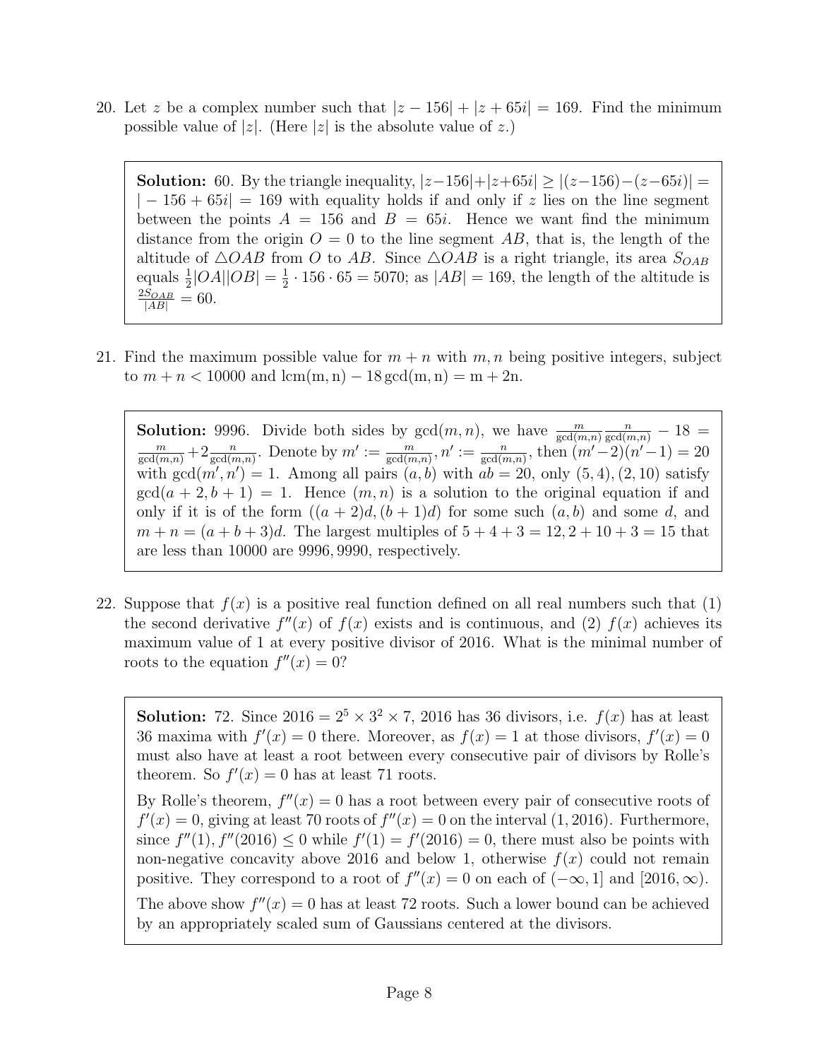20. Let $z$ be a complex number such that $|z - 156| + |z + 65i| = 169$. Find the minimum possible value of $|z|$. (Here $|z|$ is the absolute value of $z$.)

> **Solution:** 60. By the triangle inequality, $|z-156|+|z+65i| \geq |(z-156)-(z-65i)| = |-156+65i| = 169$ with equality holds if and only if $z$ lies on the line segment between the points $A = 156$ and $B = 65i$. Hence we want find the minimum distance from the origin $O = 0$ to the line segment $AB$, that is, the length of the altitude of $\triangle OAB$ from $O$ to $AB$. Since $\triangle OAB$ is a right triangle, its area $S_{OAB}$ equals $\frac{1}{2}|OA||OB| = \frac{1}{2} \cdot 156 \cdot 65 = 5070$; as $|AB| = 169$, the length of the altitude is $\frac{2S_{OAB}}{|AB|} = 60$.

21. Find the maximum possible value for $m + n$ with $m, n$ being positive integers, subject to $m + n < 10000$ and $\text{lcm}(m, n) - 18 \gcd(m, n) = m + 2n$.

> **Solution:** 9996. Divide both sides by $\gcd(m, n)$, we have $\frac{m}{\gcd(m,n)}\frac{n}{\gcd(m,n)} - 18 = \frac{m}{\gcd(m,n)} + 2\frac{n}{\gcd(m,n)}$. Denote by $m' := \frac{m}{\gcd(m,n)}, n' := \frac{n}{\gcd(m,n)}$, then $(m'-2)(n'-1) = 20$ with $\gcd(m', n') = 1$. Among all pairs $(a, b)$ with $ab = 20$, only $(5, 4), (2, 10)$ satisfy $\gcd(a + 2, b + 1) = 1$. Hence $(m, n)$ is a solution to the original equation if and only if it is of the form $((a + 2)d, (b + 1)d)$ for some such $(a, b)$ and some $d$, and $m + n = (a + b + 3)d$. The largest multiples of $5 + 4 + 3 = 12, 2 + 10 + 3 = 15$ that are less than 10000 are $9996, 9990$, respectively.

22. Suppose that $f(x)$ is a positive real function defined on all real numbers such that (1) the second derivative $f''(x)$ of $f(x)$ exists and is continuous, and (2) $f(x)$ achieves its maximum value of 1 at every positive divisor of 2016. What is the minimal number of roots to the equation $f''(x) = 0$?

> **Solution:** 72. Since $2016 = 2^5 \times 3^2 \times 7$, 2016 has 36 divisors, i.e. $f(x)$ has at least 36 maxima with $f'(x) = 0$ there. Moreover, as $f(x) = 1$ at those divisors, $f'(x) = 0$ must also have at least a root between every consecutive pair of divisors by Rolle's theorem. So $f'(x) = 0$ has at least 71 roots.
>
> By Rolle's theorem, $f''(x) = 0$ has a root between every pair of consecutive roots of $f'(x) = 0$, giving at least 70 roots of $f''(x) = 0$ on the interval $(1, 2016)$. Furthermore, since $f''(1), f''(2016) \leq 0$ while $f'(1) = f'(2016) = 0$, there must also be points with non-negative concavity above 2016 and below 1, otherwise $f(x)$ could not remain positive. They correspond to a root of $f''(x) = 0$ on each of $(-\infty, 1]$ and $[2016, \infty)$.
>
> The above show $f''(x) = 0$ has at least 72 roots. Such a lower bound can be achieved by an appropriately scaled sum of Gaussians centered at the divisors.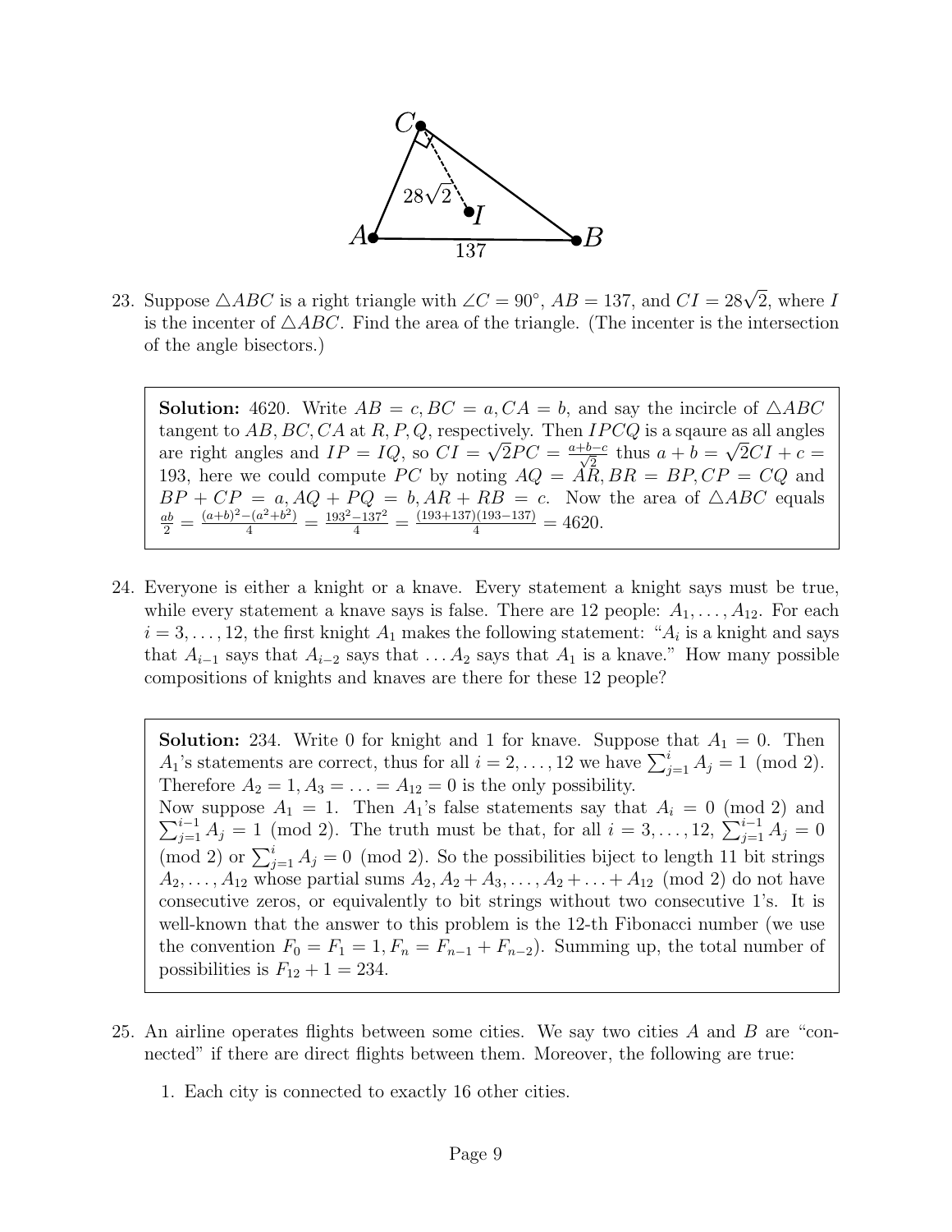23. Suppose $\triangle ABC$ is a right triangle with $\angle C = 90^\circ$, $AB = 137$, and $CI = 28\sqrt{2}$, where $I$ is the incenter of $\triangle ABC$. Find the area of the triangle. (The incenter is the intersection of the angle bisectors.)

> **Solution:** 4620. Write $AB = c, BC = a, CA = b$, and say the incircle of $\triangle ABC$ tangent to $AB, BC, CA$ at $R, P, Q$, respectively. Then $IPCQ$ is a sqaure as all angles are right angles and $IP = IQ$, so $CI = \sqrt{2}PC = \frac{a+b-c}{\sqrt{2}}$ thus $a + b = \sqrt{2}CI + c = 193$, here we could compute $PC$ by noting $AQ = AR, BR = BP, CP = CQ$ and $BP + CP = a, AQ + PQ = b, AR + RB = c$. Now the area of $\triangle ABC$ equals $\frac{ab}{2} = \frac{(a+b)^2-(a^2+b^2)}{4} = \frac{193^2-137^2}{4} = \frac{(193+137)(193-137)}{4} = 4620$.

24. Everyone is either a knight or a knave. Every statement a knight says must be true, while every statement a knave says is false. There are 12 people: $A_1, \ldots, A_{12}$. For each $i = 3, \ldots, 12$, the first knight $A_1$ makes the following statement: "$A_i$ is a knight and says that $A_{i-1}$ says that $A_{i-2}$ says that $\ldots A_2$ says that $A_1$ is a knave." How many possible compositions of knights and knaves are there for these 12 people?

> **Solution:** 234. Write 0 for knight and 1 for knave. Suppose that $A_1 = 0$. Then $A_1$'s statements are correct, thus for all $i = 2, \ldots, 12$ we have $\sum_{j=1}^{i} A_j = 1 \pmod 2$. Therefore $A_2 = 1, A_3 = \ldots = A_{12} = 0$ is the only possibility.
> Now suppose $A_1 = 1$. Then $A_1$'s false statements say that $A_i = 0 \pmod 2$ and $\sum_{j=1}^{i-1} A_j = 1 \pmod 2$. The truth must be that, for all $i = 3, \ldots, 12$, $\sum_{j=1}^{i-1} A_j = 0 \pmod 2$ or $\sum_{j=1}^{i} A_j = 0 \pmod 2$. So the possibilities biject to length 11 bit strings $A_2, \ldots, A_{12}$ whose partial sums $A_2, A_2 + A_3, \ldots, A_2 + \ldots + A_{12} \pmod 2$ do not have consecutive zeros, or equivalently to bit strings without two consecutive 1's. It is well-known that the answer to this problem is the 12-th Fibonacci number (we use the convention $F_0 = F_1 = 1, F_n = F_{n-1} + F_{n-2}$). Summing up, the total number of possibilities is $F_{12} + 1 = 234$.

25. An airline operates flights between some cities. We say two cities $A$ and $B$ are "connected" if there are direct flights between them. Moreover, the following are true:

    1. Each city is connected to exactly 16 other cities.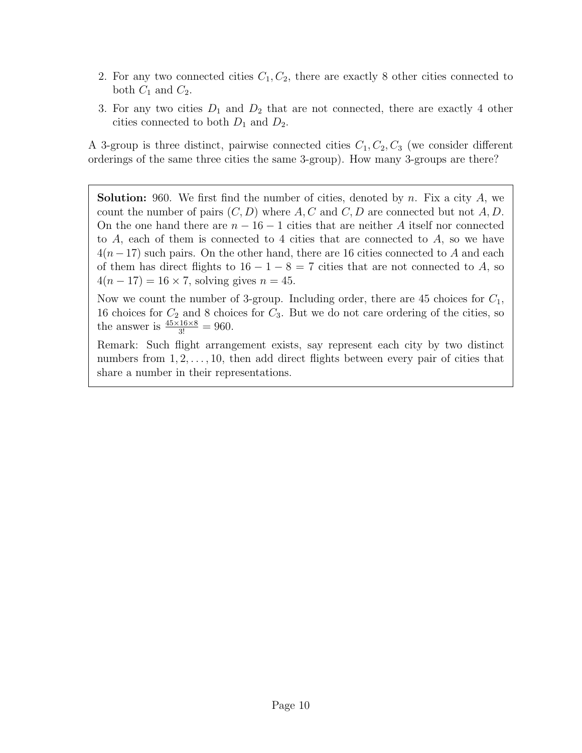2. For any two connected cities $C_1, C_2$, there are exactly 8 other cities connected to both $C_1$ and $C_2$.
3. For any two cities $D_1$ and $D_2$ that are not connected, there are exactly 4 other cities connected to both $D_1$ and $D_2$.

A 3-group is three distinct, pairwise connected cities $C_1, C_2, C_3$ (we consider different orderings of the same three cities the same 3-group). How many 3-groups are there?

**Solution:** 960. We first find the number of cities, denoted by $n$. Fix a city $A$, we count the number of pairs $(C, D)$ where $A, C$ and $C, D$ are connected but not $A, D$. On the one hand there are $n - 16 - 1$ cities that are neither $A$ itself nor connected to $A$, each of them is connected to 4 cities that are connected to $A$, so we have $4(n-17)$ such pairs. On the other hand, there are 16 cities connected to $A$ and each of them has direct flights to $16 - 1 - 8 = 7$ cities that are not connected to $A$, so $4(n - 17) = 16 \times 7$, solving gives $n = 45$.

Now we count the number of 3-group. Including order, there are 45 choices for $C_1$, 16 choices for $C_2$ and 8 choices for $C_3$. But we do not care ordering of the cities, so the answer is $\frac{45 \times 16 \times 8}{3!} = 960$.

Remark: Such flight arrangement exists, say represent each city by two distinct numbers from $1, 2, \ldots, 10$, then add direct flights between every pair of cities that share a number in their representations.